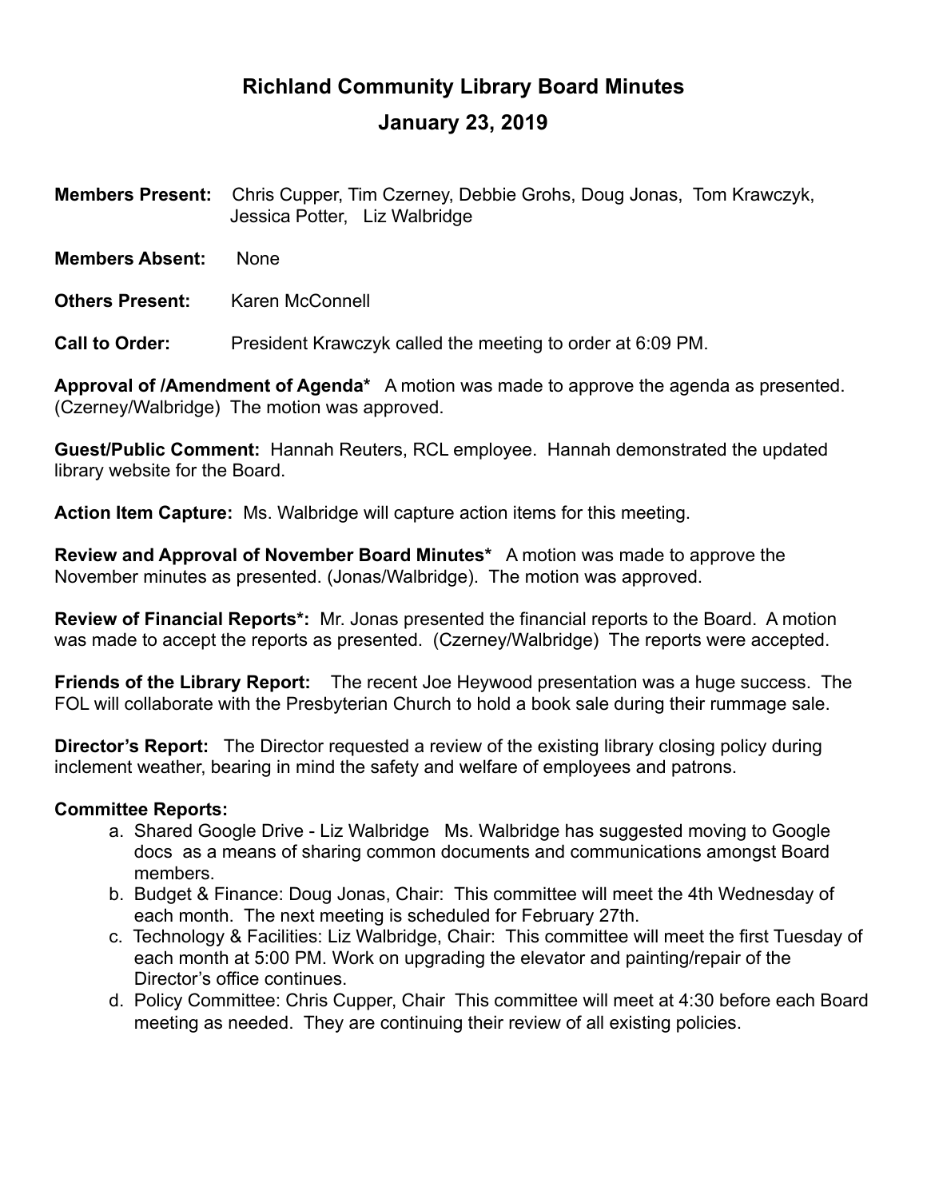# Richland Community Library Board Minutes

## January 23, 2019

**Members Present:** Chris Cupper, Tim Czerney, Debbie Grohs, Doug Jonas, Tom Krawczyk, Jessica Potter, Liz Walbridge

**Members Absent:** None

**Others Present:** Karen McConnell

**Call to Order:** President Krawczyk called the meeting to order at 6:09 PM.

**Approval of /Amendment of Agenda*** A motion was made to approve the agenda as presented. (Czerney/Walbridge) The motion was approved.

**Guest/Public Comment:** Hannah Reuters, RCL employee. Hannah demonstrated the updated library website for the Board.

**Action Item Capture:** Ms. Walbridge will capture action items for this meeting.

**Review and Approval of November Board Minutes*** A motion was made to approve the November minutes as presented. (Jonas/Walbridge). The motion was approved.

**Review of Financial Reports*:** Mr. Jonas presented the financial reports to the Board. A motion was made to accept the reports as presented. (Czerney/Walbridge) The reports were accepted.

**Friends of the Library Report:** The recent Joe Heywood presentation was a huge success. The FOL will collaborate with the Presbyterian Church to hold a book sale during their rummage sale.

**Director's Report:** The Director requested a review of the existing library closing policy during inclement weather, bearing in mind the safety and welfare of employees and patrons.

**Committee Reports:**

a. Shared Google Drive - Liz Walbridge Ms. Walbridge has suggested moving to Google docs as a means of sharing common documents and communications amongst Board members.
b. Budget & Finance: Doug Jonas, Chair: This committee will meet the 4th Wednesday of each month. The next meeting is scheduled for February 27th.
c. Technology & Facilities: Liz Walbridge, Chair: This committee will meet the first Tuesday of each month at 5:00 PM. Work on upgrading the elevator and painting/repair of the Director's office continues.
d. Policy Committee: Chris Cupper, Chair This committee will meet at 4:30 before each Board meeting as needed. They are continuing their review of all existing policies.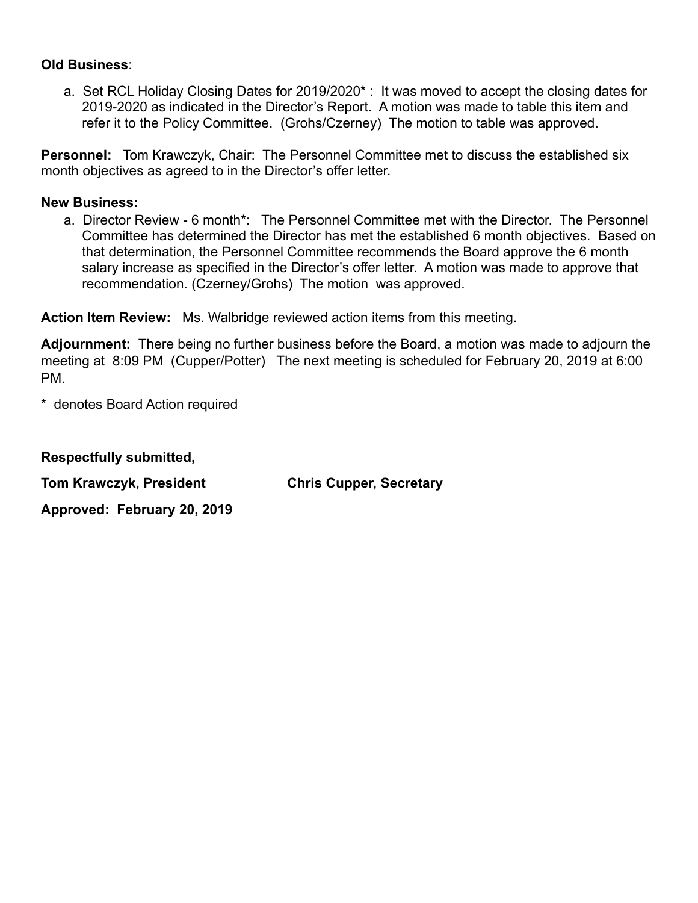**Old Business**:

a. Set RCL Holiday Closing Dates for 2019/2020* : It was moved to accept the closing dates for 2019-2020 as indicated in the Director's Report. A motion was made to table this item and refer it to the Policy Committee. (Grohs/Czerney) The motion to table was approved.

**Personnel:** Tom Krawczyk, Chair: The Personnel Committee met to discuss the established six month objectives as agreed to in the Director's offer letter.

**New Business:**

a. Director Review - 6 month*: The Personnel Committee met with the Director. The Personnel Committee has determined the Director has met the established 6 month objectives. Based on that determination, the Personnel Committee recommends the Board approve the 6 month salary increase as specified in the Director's offer letter. A motion was made to approve that recommendation. (Czerney/Grohs) The motion was approved.

**Action Item Review:** Ms. Walbridge reviewed action items from this meeting.

**Adjournment:** There being no further business before the Board, a motion was made to adjourn the meeting at 8:09 PM (Cupper/Potter) The next meeting is scheduled for February 20, 2019 at 6:00 PM.

\* denotes Board Action required

**Respectfully submitted,**

**Tom Krawczyk, President** **Chris Cupper, Secretary**

**Approved: February 20, 2019**